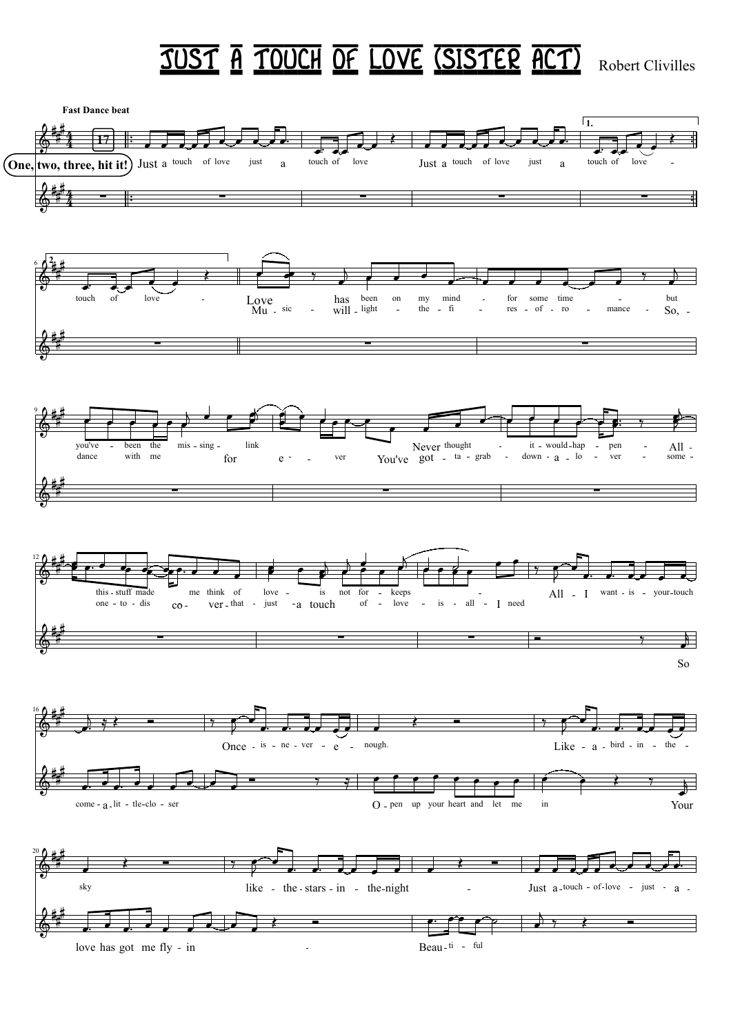# JUST A TOUCH OF LOVE (SISTER ACT)

Robert Clivilles

Fast Dance beat

One, two, three, hit it!

Just a touch of love just a touch of love
Just a touch of love just a touch of love
touch of love

Love has been on my mind for some time but
Mu - sic will light the fi res of ro mance So,

you've been the missing link for e - ver
dance with me

Never thought it would hap pen
You've got ta grab down a lo ver

All this stuff made me think of love is not for keeps
All some one to dis co ver that just a touch of love is all I need

All I want is your touch
So come a lit tle clo ser

Once is ne ver e nough.
O pen up your heart and let me in

Like a bird in the sky
Your love has got me fly in

like the stars in the night
Beau ti ful

Just a touch of love just a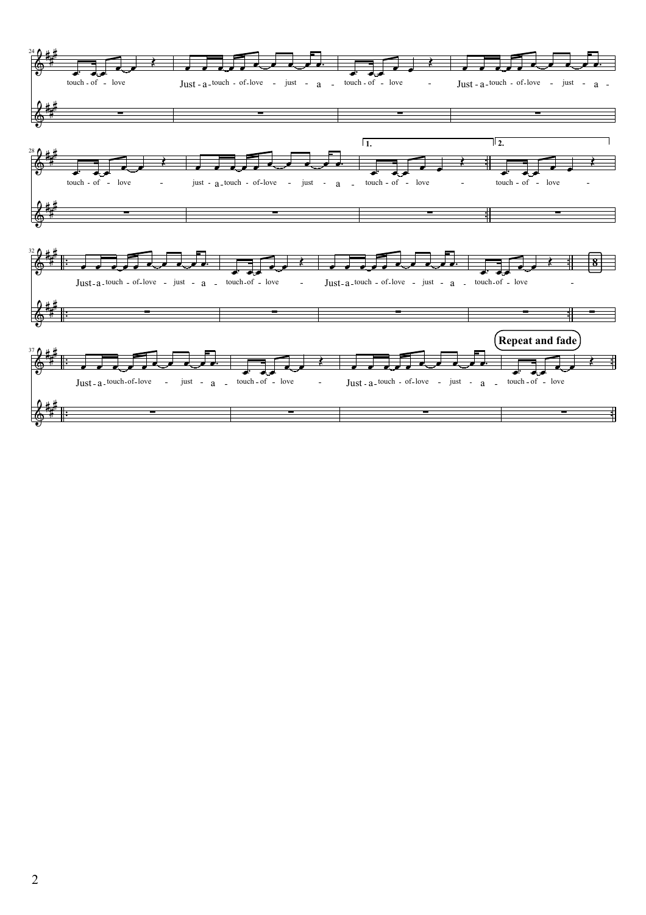touch - of - love Just - a - touch - of - love - just - a - touch - of - love - Just - a - touch - of - love - just - a -

touch - of - love - just - a - touch - of - love - just - a - touch - of - love - touch - of - love -

1. 2.

Just - a - touch - of - love - just - a - touch - of - love - Just - a - touch - of - love - just - a - touch - of - love -

8

Repeat and fade

Just - a - touch - of - love - just - a - touch - of - love - Just - a - touch - of - love - just - a - touch - of - love